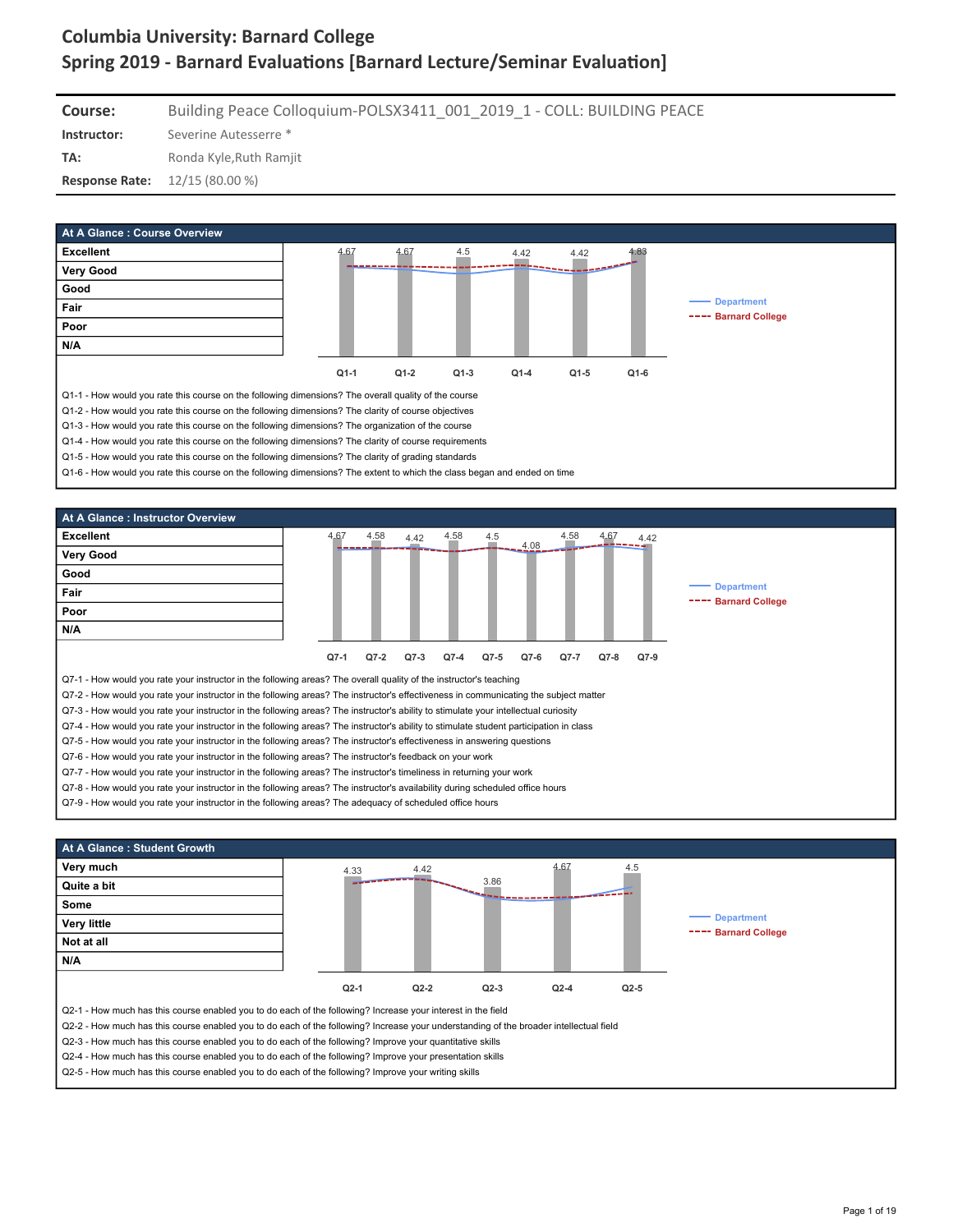# Columbia University: Barnard College

## Spring 2019 - Barnard Evaluations [Barnard Lecture/Seminar Evaluation]

| | |
|---|---|
| **Course:** | Building Peace Colloquium-POLSX3411_001_2019_1 - COLL: BUILDING PEACE |
| **Instructor:** | Severine Autesserre * |
| **TA:** | Ronda Kyle,Ruth Ramjit |
| **Response Rate:** | 12/15 (80.00 %) |

### At A Glance : Course Overview

Scale: Excellent, Very Good, Good, Fair, Poor, N/A

Legend: Department, Barnard College

| Q1-1 | Q1-2 | Q1-3 | Q1-4 | Q1-5 | Q1-6 |
|---|---|---|---|---|---|
| 4.67 | 4.67 | 4.5 | 4.42 | 4.42 | 4.83 |

Q1-1 - How would you rate this course on the following dimensions? The overall quality of the course

Q1-2 - How would you rate this course on the following dimensions? The clarity of course objectives

Q1-3 - How would you rate this course on the following dimensions? The organization of the course

Q1-4 - How would you rate this course on the following dimensions? The clarity of course requirements

Q1-5 - How would you rate this course on the following dimensions? The clarity of grading standards

Q1-6 - How would you rate this course on the following dimensions? The extent to which the class began and ended on time

### At A Glance : Instructor Overview

Scale: Excellent, Very Good, Good, Fair, Poor, N/A

Legend: Department, Barnard College

| Q7-1 | Q7-2 | Q7-3 | Q7-4 | Q7-5 | Q7-6 | Q7-7 | Q7-8 | Q7-9 |
|---|---|---|---|---|---|---|---|---|
| 4.67 | 4.58 | 4.42 | 4.58 | 4.5 | 4.08 | 4.58 | 4.67 | 4.42 |

Q7-1 - How would you rate your instructor in the following areas? The overall quality of the instructor's teaching

Q7-2 - How would you rate your instructor in the following areas? The instructor's effectiveness in communicating the subject matter

Q7-3 - How would you rate your instructor in the following areas? The instructor's ability to stimulate your intellectual curiosity

Q7-4 - How would you rate your instructor in the following areas? The instructor's ability to stimulate student participation in class

Q7-5 - How would you rate your instructor in the following areas? The instructor's effectiveness in answering questions

Q7-6 - How would you rate your instructor in the following areas? The instructor's feedback on your work

Q7-7 - How would you rate your instructor in the following areas? The instructor's timeliness in returning your work

Q7-8 - How would you rate your instructor in the following areas? The instructor's availability during scheduled office hours

Q7-9 - How would you rate your instructor in the following areas? The adequacy of scheduled office hours

### At A Glance : Student Growth

Scale: Very much, Quite a bit, Some, Very little, Not at all, N/A

Legend: Department, Barnard College

| Q2-1 | Q2-2 | Q2-3 | Q2-4 | Q2-5 |
|---|---|---|---|---|
| 4.33 | 4.42 | 3.86 | 4.67 | 4.5 |

Q2-1 - How much has this course enabled you to do each of the following? Increase your interest in the field

Q2-2 - How much has this course enabled you to do each of the following? Increase your understanding of the broader intellectual field

Q2-3 - How much has this course enabled you to do each of the following? Improve your quantitative skills

Q2-4 - How much has this course enabled you to do each of the following? Improve your presentation skills

Q2-5 - How much has this course enabled you to do each of the following? Improve your writing skills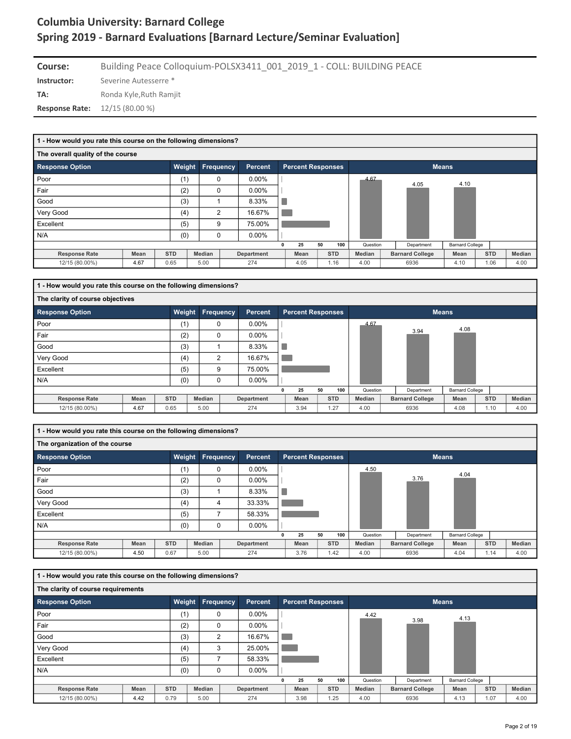# Columbia University: Barnard College
# Spring 2019 - Barnard Evaluations [Barnard Lecture/Seminar Evaluation]

**Course:** Building Peace Colloquium-POLSX3411_001_2019_1 - COLL: BUILDING PEACE

**Instructor:** Severine Autesserre *

**TA:** Ronda Kyle,Ruth Ramjit

**Response Rate:** 12/15 (80.00 %)

## 1 - How would you rate this course on the following dimensions?

### The overall quality of the course

| Response Option | Weight | Frequency | Percent |
|---|---|---|---|
| Poor | (1) | 0 | 0.00% |
| Fair | (2) | 0 | 0.00% |
| Good | (3) | 1 | 8.33% |
| Very Good | (4) | 2 | 16.67% |
| Excellent | (5) | 9 | 75.00% |
| N/A | (0) | 0 | 0.00% |

Means: Question 4.67, Department 4.05, Barnard College 4.10

| Response Rate | Mean | STD | Median | Department | Mean | STD | Median | Barnard College | Mean | STD | Median |
|---|---|---|---|---|---|---|---|---|---|---|---|
| 12/15 (80.00%) | 4.67 | 0.65 | 5.00 | 274 | 4.05 | 1.16 | 4.00 | 6936 | 4.10 | 1.06 | 4.00 |

## 1 - How would you rate this course on the following dimensions?

### The clarity of course objectives

| Response Option | Weight | Frequency | Percent |
|---|---|---|---|
| Poor | (1) | 0 | 0.00% |
| Fair | (2) | 0 | 0.00% |
| Good | (3) | 1 | 8.33% |
| Very Good | (4) | 2 | 16.67% |
| Excellent | (5) | 9 | 75.00% |
| N/A | (0) | 0 | 0.00% |

Means: Question 4.67, Department 3.94, Barnard College 4.08

| Response Rate | Mean | STD | Median | Department | Mean | STD | Median | Barnard College | Mean | STD | Median |
|---|---|---|---|---|---|---|---|---|---|---|---|
| 12/15 (80.00%) | 4.67 | 0.65 | 5.00 | 274 | 3.94 | 1.27 | 4.00 | 6936 | 4.08 | 1.10 | 4.00 |

## 1 - How would you rate this course on the following dimensions?

### The organization of the course

| Response Option | Weight | Frequency | Percent |
|---|---|---|---|
| Poor | (1) | 0 | 0.00% |
| Fair | (2) | 0 | 0.00% |
| Good | (3) | 1 | 8.33% |
| Very Good | (4) | 4 | 33.33% |
| Excellent | (5) | 7 | 58.33% |
| N/A | (0) | 0 | 0.00% |

Means: Question 4.50, Department 3.76, Barnard College 4.04

| Response Rate | Mean | STD | Median | Department | Mean | STD | Median | Barnard College | Mean | STD | Median |
|---|---|---|---|---|---|---|---|---|---|---|---|
| 12/15 (80.00%) | 4.50 | 0.67 | 5.00 | 274 | 3.76 | 1.42 | 4.00 | 6936 | 4.04 | 1.14 | 4.00 |

## 1 - How would you rate this course on the following dimensions?

### The clarity of course requirements

| Response Option | Weight | Frequency | Percent |
|---|---|---|---|
| Poor | (1) | 0 | 0.00% |
| Fair | (2) | 0 | 0.00% |
| Good | (3) | 2 | 16.67% |
| Very Good | (4) | 3 | 25.00% |
| Excellent | (5) | 7 | 58.33% |
| N/A | (0) | 0 | 0.00% |

Means: Question 4.42, Department 3.98, Barnard College 4.13

| Response Rate | Mean | STD | Median | Department | Mean | STD | Median | Barnard College | Mean | STD | Median |
|---|---|---|---|---|---|---|---|---|---|---|---|
| 12/15 (80.00%) | 4.42 | 0.79 | 5.00 | 274 | 3.98 | 1.25 | 4.00 | 6936 | 4.13 | 1.07 | 4.00 |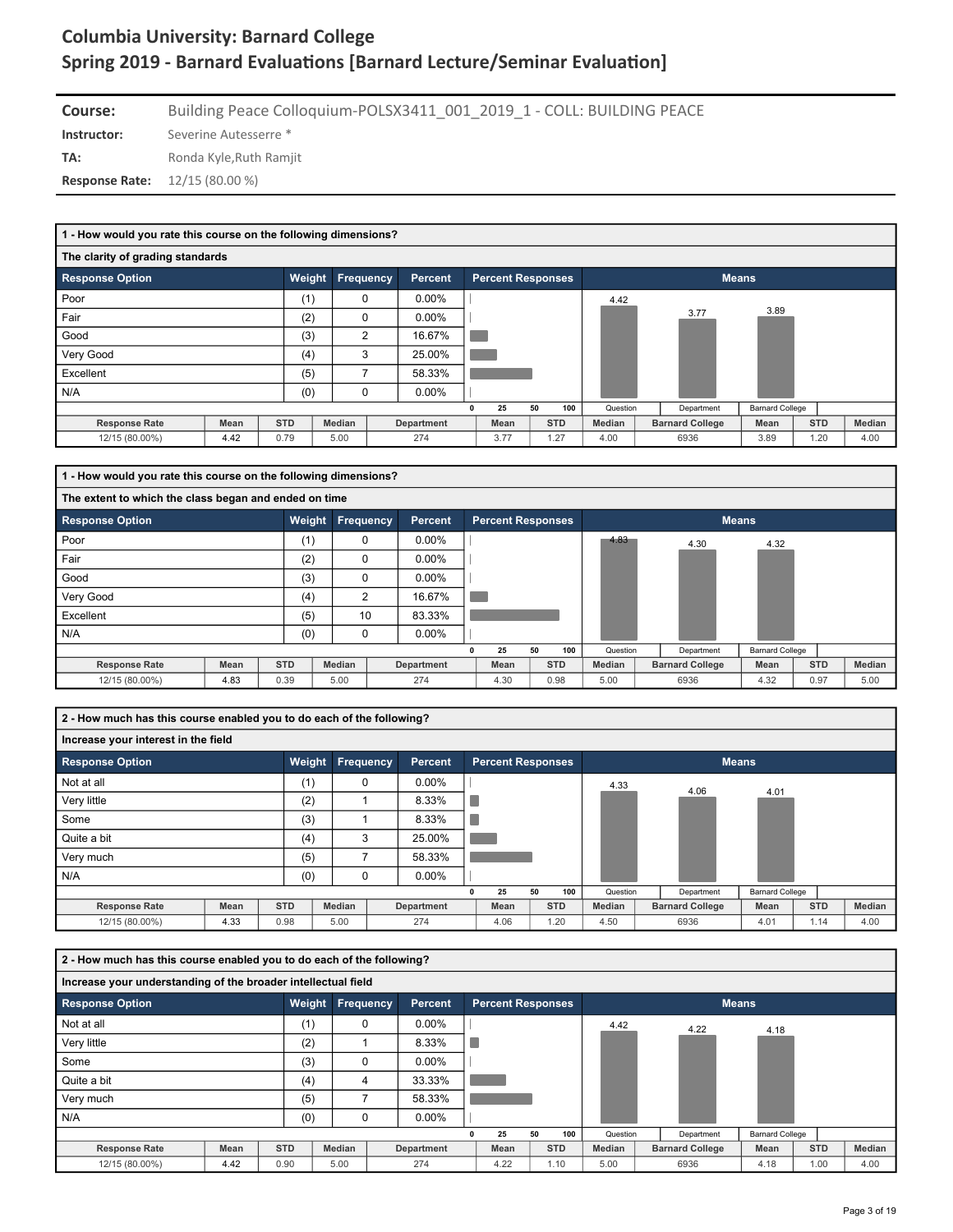# Columbia University: Barnard College
## Spring 2019 - Barnard Evaluations [Barnard Lecture/Seminar Evaluation]

**Course:** Building Peace Colloquium-POLSX3411_001_2019_1 - COLL: BUILDING PEACE

**Instructor:** Severine Autesserre *

**TA:** Ronda Kyle,Ruth Ramjit

**Response Rate:** 12/15 (80.00 %)

### 1 - How would you rate this course on the following dimensions?

**The clarity of grading standards**

| Response Option | Weight | Frequency | Percent |
|---|---|---|---|
| Poor | (1) | 0 | 0.00% |
| Fair | (2) | 0 | 0.00% |
| Good | (3) | 2 | 16.67% |
| Very Good | (4) | 3 | 25.00% |
| Excellent | (5) | 7 | 58.33% |
| N/A | (0) | 0 | 0.00% |

Means: Question 4.42, Department 3.77, Barnard College 3.89

| Response Rate | Mean | STD | Median | Department | Mean | STD | Median | Barnard College | Mean | STD | Median |
|---|---|---|---|---|---|---|---|---|---|---|---|
| 12/15 (80.00%) | 4.42 | 0.79 | 5.00 | 274 | 3.77 | 1.27 | 4.00 | 6936 | 3.89 | 1.20 | 4.00 |

### 1 - How would you rate this course on the following dimensions?

**The extent to which the class began and ended on time**

| Response Option | Weight | Frequency | Percent |
|---|---|---|---|
| Poor | (1) | 0 | 0.00% |
| Fair | (2) | 0 | 0.00% |
| Good | (3) | 0 | 0.00% |
| Very Good | (4) | 2 | 16.67% |
| Excellent | (5) | 10 | 83.33% |
| N/A | (0) | 0 | 0.00% |

Means: Question 4.83, Department 4.30, Barnard College 4.32

| Response Rate | Mean | STD | Median | Department | Mean | STD | Median | Barnard College | Mean | STD | Median |
|---|---|---|---|---|---|---|---|---|---|---|---|
| 12/15 (80.00%) | 4.83 | 0.39 | 5.00 | 274 | 4.30 | 0.98 | 5.00 | 6936 | 4.32 | 0.97 | 5.00 |

### 2 - How much has this course enabled you to do each of the following?

**Increase your interest in the field**

| Response Option | Weight | Frequency | Percent |
|---|---|---|---|
| Not at all | (1) | 0 | 0.00% |
| Very little | (2) | 1 | 8.33% |
| Some | (3) | 1 | 8.33% |
| Quite a bit | (4) | 3 | 25.00% |
| Very much | (5) | 7 | 58.33% |
| N/A | (0) | 0 | 0.00% |

Means: Question 4.33, Department 4.06, Barnard College 4.01

| Response Rate | Mean | STD | Median | Department | Mean | STD | Median | Barnard College | Mean | STD | Median |
|---|---|---|---|---|---|---|---|---|---|---|---|
| 12/15 (80.00%) | 4.33 | 0.98 | 5.00 | 274 | 4.06 | 1.20 | 4.50 | 6936 | 4.01 | 1.14 | 4.00 |

### 2 - How much has this course enabled you to do each of the following?

**Increase your understanding of the broader intellectual field**

| Response Option | Weight | Frequency | Percent |
|---|---|---|---|
| Not at all | (1) | 0 | 0.00% |
| Very little | (2) | 1 | 8.33% |
| Some | (3) | 0 | 0.00% |
| Quite a bit | (4) | 4 | 33.33% |
| Very much | (5) | 7 | 58.33% |
| N/A | (0) | 0 | 0.00% |

Means: Question 4.42, Department 4.22, Barnard College 4.18

| Response Rate | Mean | STD | Median | Department | Mean | STD | Median | Barnard College | Mean | STD | Median |
|---|---|---|---|---|---|---|---|---|---|---|---|
| 12/15 (80.00%) | 4.42 | 0.90 | 5.00 | 274 | 4.22 | 1.10 | 5.00 | 6936 | 4.18 | 1.00 | 4.00 |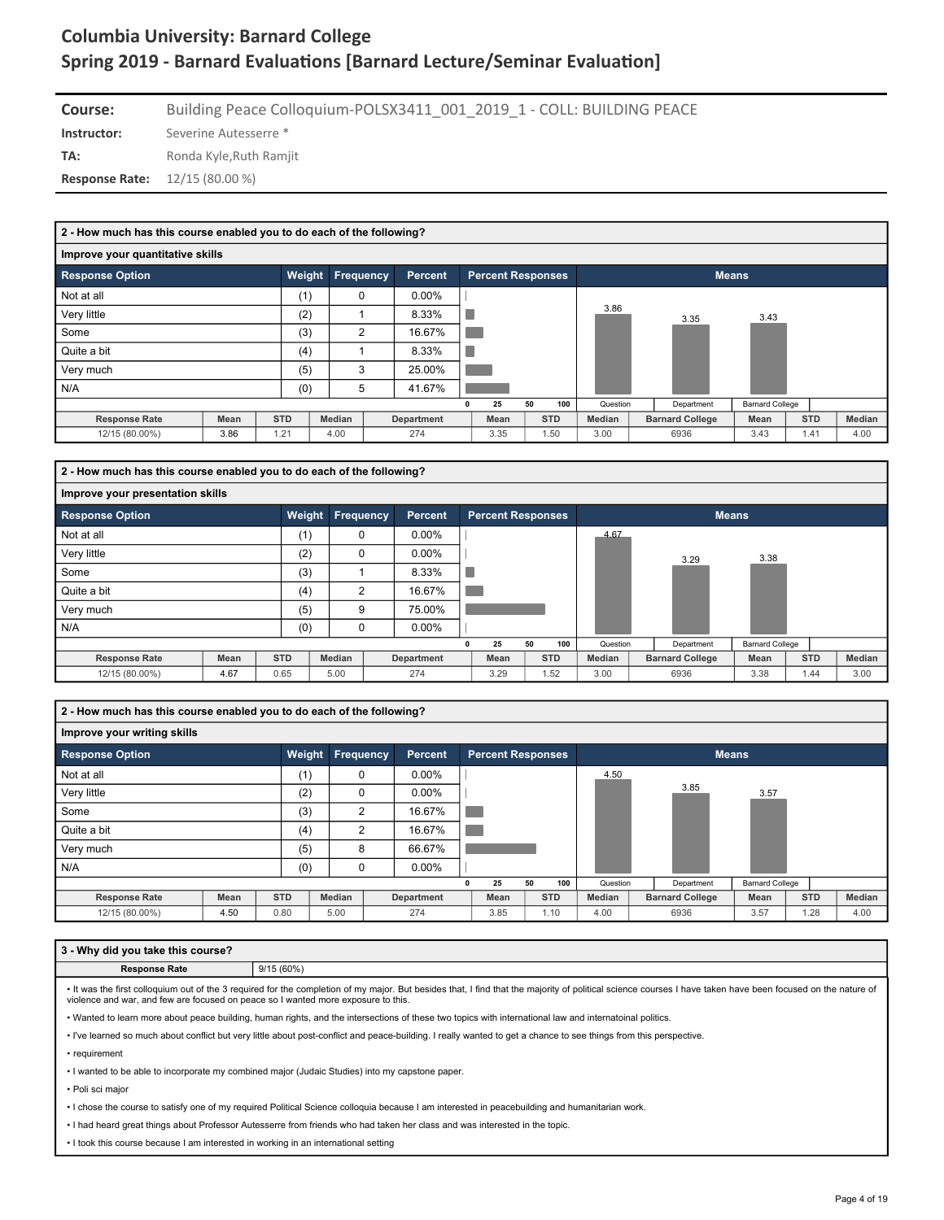# Columbia University: Barnard College
## Spring 2019 - Barnard Evaluations [Barnard Lecture/Seminar Evaluation]

**Course:** Building Peace Colloquium-POLSX3411_001_2019_1 - COLL: BUILDING PEACE
**Instructor:** Severine Autesserre *
**TA:** Ronda Kyle,Ruth Ramjit
**Response Rate:** 12/15 (80.00 %)

### 2 - How much has this course enabled you to do each of the following?

**Improve your quantitative skills**

| Response Option | Weight | Frequency | Percent |
|---|---|---|---|
| Not at all | (1) | 0 | 0.00% |
| Very little | (2) | 1 | 8.33% |
| Some | (3) | 2 | 16.67% |
| Quite a bit | (4) | 1 | 8.33% |
| Very much | (5) | 3 | 25.00% |
| N/A | (0) | 5 | 41.67% |

Means: Question 3.86, Department 3.35, Barnard College 3.43

| Response Rate | Mean | STD | Median | Department | Mean | STD | Median | Barnard College | Mean | STD | Median |
|---|---|---|---|---|---|---|---|---|---|---|---|
| 12/15 (80.00%) | 3.86 | 1.21 | 4.00 | 274 | 3.35 | 1.50 | 3.00 | 6936 | 3.43 | 1.41 | 4.00 |

### 2 - How much has this course enabled you to do each of the following?

**Improve your presentation skills**

| Response Option | Weight | Frequency | Percent |
|---|---|---|---|
| Not at all | (1) | 0 | 0.00% |
| Very little | (2) | 0 | 0.00% |
| Some | (3) | 1 | 8.33% |
| Quite a bit | (4) | 2 | 16.67% |
| Very much | (5) | 9 | 75.00% |
| N/A | (0) | 0 | 0.00% |

Means: Question 4.67, Department 3.29, Barnard College 3.38

| Response Rate | Mean | STD | Median | Department | Mean | STD | Median | Barnard College | Mean | STD | Median |
|---|---|---|---|---|---|---|---|---|---|---|---|
| 12/15 (80.00%) | 4.67 | 0.65 | 5.00 | 274 | 3.29 | 1.52 | 3.00 | 6936 | 3.38 | 1.44 | 3.00 |

### 2 - How much has this course enabled you to do each of the following?

**Improve your writing skills**

| Response Option | Weight | Frequency | Percent |
|---|---|---|---|
| Not at all | (1) | 0 | 0.00% |
| Very little | (2) | 0 | 0.00% |
| Some | (3) | 2 | 16.67% |
| Quite a bit | (4) | 2 | 16.67% |
| Very much | (5) | 8 | 66.67% |
| N/A | (0) | 0 | 0.00% |

Means: Question 4.50, Department 3.85, Barnard College 3.57

| Response Rate | Mean | STD | Median | Department | Mean | STD | Median | Barnard College | Mean | STD | Median |
|---|---|---|---|---|---|---|---|---|---|---|---|
| 12/15 (80.00%) | 4.50 | 0.80 | 5.00 | 274 | 3.85 | 1.10 | 4.00 | 6936 | 3.57 | 1.28 | 4.00 |

### 3 - Why did you take this course?

**Response Rate:** 9/15 (60%)

- It was the first colloquium out of the 3 required for the completion of my major. But besides that, I find that the majority of political science courses I have taken have been focused on the nature of violence and war, and few are focused on peace so I wanted more exposure to this.
- Wanted to learn more about peace building, human rights, and the intersections of these two topics with international law and internatoinal politics.
- I've learned so much about conflict but very little about post-conflict and peace-building. I really wanted to get a chance to see things from this perspective.
- requirement
- I wanted to be able to incorporate my combined major (Judaic Studies) into my capstone paper.
- Poli sci major
- I chose the course to satisfy one of my required Political Science colloquia because I am interested in peacebuilding and humanitarian work.
- I had heard great things about Professor Autesserre from friends who had taken her class and was interested in the topic.
- I took this course because I am interested in working in an international setting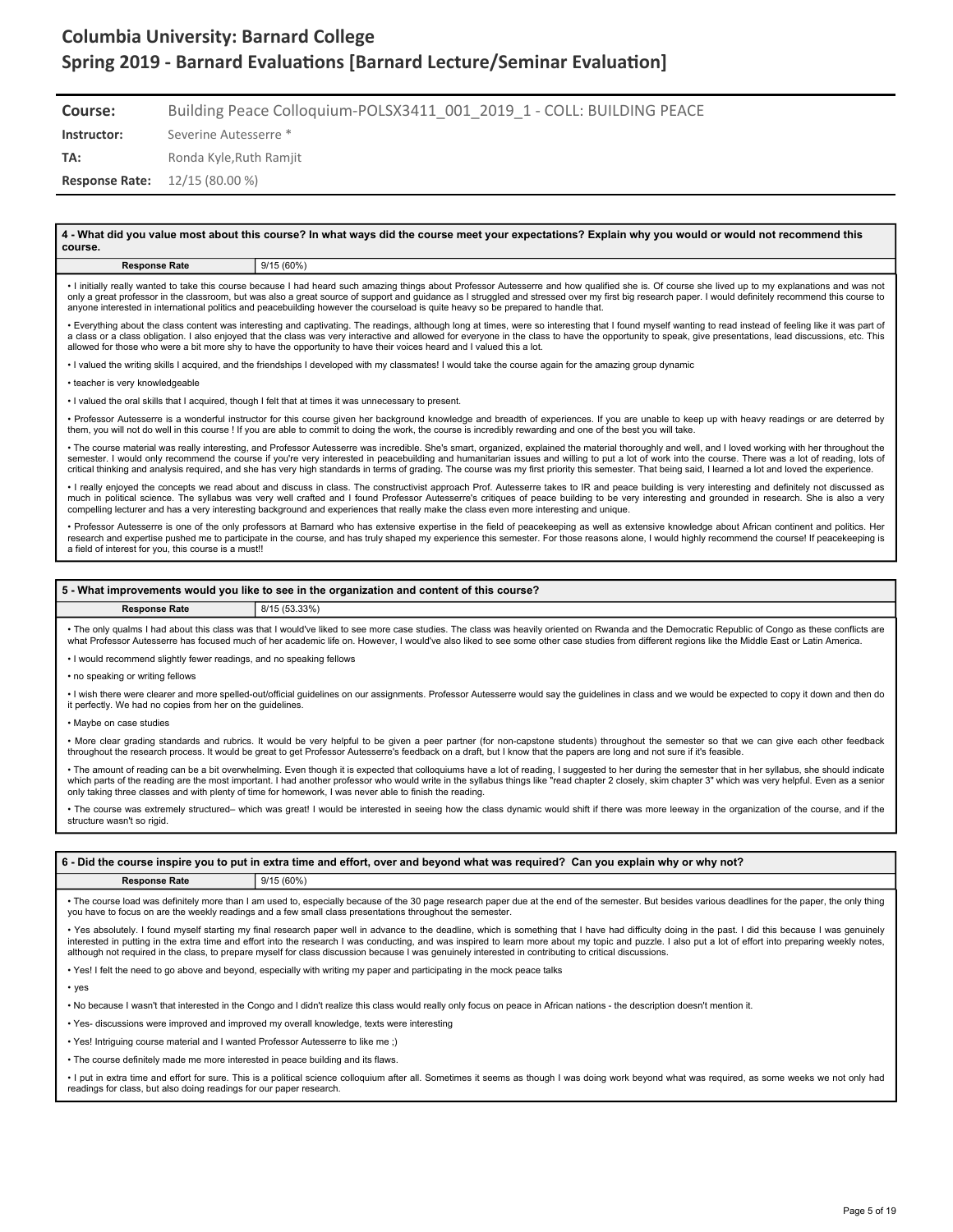# Columbia University: Barnard College

## Spring 2019 - Barnard Evaluations [Barnard Lecture/Seminar Evaluation]

| | |
|---|---|
| **Course:** | Building Peace Colloquium-POLSX3411_001_2019_1 - COLL: BUILDING PEACE |
| **Instructor:** | Severine Autesserre * |
| **TA:** | Ronda Kyle,Ruth Ramjit |
| **Response Rate:** | 12/15 (80.00 %) |

### 4 - What did you value most about this course? In what ways did the course meet your expectations? Explain why you would or would not recommend this course.

| Response Rate | 9/15 (60%) |
|---|---|

- I initially really wanted to take this course because I had heard such amazing things about Professor Autesserre and how qualified she is. Of course she lived up to my explanations and was not only a great professor in the classroom, but was also a great source of support and guidance as I struggled and stressed over my first big research paper. I would definitely recommend this course to anyone interested in international politics and peacebuilding however the courseload is quite heavy so be prepared to handle that.
- Everything about the class content was interesting and captivating. The readings, although long at times, were so interesting that I found myself wanting to read instead of feeling like it was part of a class or a class obligation. I also enjoyed that the class was very interactive and allowed for everyone in the class to have the opportunity to speak, give presentations, lead discussions, etc. This allowed for those who were a bit more shy to have the opportunity to have their voices heard and I valued this a lot.
- I valued the writing skills I acquired, and the friendships I developed with my classmates! I would take the course again for the amazing group dynamic
- teacher is very knowledgeable
- I valued the oral skills that I acquired, though I felt that at times it was unnecessary to present.
- Professor Autesserre is a wonderful instructor for this course given her background knowledge and breadth of experiences. If you are unable to keep up with heavy readings or are deterred by them, you will not do well in this course ! If you are able to commit to doing the work, the course is incredibly rewarding and one of the best you will take.
- The course material was really interesting, and Professor Autesserre was incredible. She's smart, organized, explained the material thoroughly and well, and I loved working with her throughout the semester. I would only recommend the course if you're very interested in peacebuilding and humanitarian issues and willing to put a lot of work into the course. There was a lot of reading, lots of critical thinking and analysis required, and she has very high standards in terms of grading. The course was my first priority this semester. That being said, I learned a lot and loved the experience.
- I really enjoyed the concepts we read about and discuss in class. The constructivist approach Prof. Autesserre takes to IR and peace building is very interesting and not discussed as much in political science. The syllabus was very well crafted and I found Professor Autesserre's critiques of peace building to be very interesting and grounded in research. She is also a very compelling lecturer and has a very interesting background and experiences that really make the class even more interesting and unique.
- Professor Autesserre is one of the only professors at Barnard who has extensive expertise in the field of peacekeeping as well as extensive knowledge about African continent and politics. Her research and expertise pushed me to participate in the course, and has truly shaped my experience this semester. For those reasons alone, I would highly recommend the course! If peacekeeping is a field of interest for you, this course is a must!!

### 5 - What improvements would you like to see in the organization and content of this course?

| Response Rate | 8/15 (53.33%) |
|---|---|

- The only qualms I had about this class was that I would've liked to see more case studies. The class was heavily oriented on Rwanda and the Democratic Republic of Congo as these conflicts are what Professor Autesserre has focused much of her academic life on. However, I would've also liked to see some other case studies from different regions like the Middle East or Latin America.
- I would recommend slightly fewer readings, and no speaking fellows
- no speaking or writing fellows
- I wish there were clearer and more spelled-out/official guidelines on our assignments. Professor Autesserre would say the guidelines in class and we would be expected to copy it down and then do it perfectly. We had no copies from her on the guidelines.
- Maybe on case studies
- More clear grading standards and rubrics. It would be very helpful to be given a peer partner (for non-capstone students) throughout the semester so that we can give each other feedback throughout the research process. It would be great to get Professor Autesserre's feedback on a draft, but I know that the papers are long and not sure if it's feasible.
- The amount of reading can be a bit overwhelming. Even though it is expected that colloquiums have a lot of reading, I suggested to her during the semester that in her syllabus, she should indicate which parts of the reading are the most important. I had another professor who would write in the syllabus things like "read chapter 2 closely, skim chapter 3" which was very helpful. Even as a senior only taking three classes and with plenty of time for homework, I was never able to finish the reading.
- The course was extremely structured– which was great! I would be interested in seeing how the class dynamic would shift if there was more leeway in the organization of the course, and if the structure wasn't so rigid.

### 6 - Did the course inspire you to put in extra time and effort, over and beyond what was required? Can you explain why or why not?

| Response Rate | 9/15 (60%) |
|---|---|

- The course load was definitely more than I am used to, especially because of the 30 page research paper due at the end of the semester. But besides various deadlines for the paper, the only thing you have to focus on are the weekly readings and a few small class presentations throughout the semester.
- Yes absolutely. I found myself starting my final research paper well in advance to the deadline, which is something that I have had difficulty doing in the past. I did this because I was genuinely interested in putting in the extra time and effort into the research I was conducting, and was inspired to learn more about my topic and puzzle. I also put a lot of effort into preparing weekly notes, although not required in the class, to prepare myself for class discussion because I was genuinely interested in contributing to critical discussions.
- Yes! I felt the need to go above and beyond, especially with writing my paper and participating in the mock peace talks
- yes
- No because I wasn't that interested in the Congo and I didn't realize this class would really only focus on peace in African nations - the description doesn't mention it.
- Yes- discussions were improved and improved my overall knowledge, texts were interesting
- Yes! Intriguing course material and I wanted Professor Autesserre to like me ;)
- The course definitely made me more interested in peace building and its flaws.
- I put in extra time and effort for sure. This is a political science colloquium after all. Sometimes it seems as though I was doing work beyond what was required, as some weeks we not only had readings for class, but also doing readings for our paper research.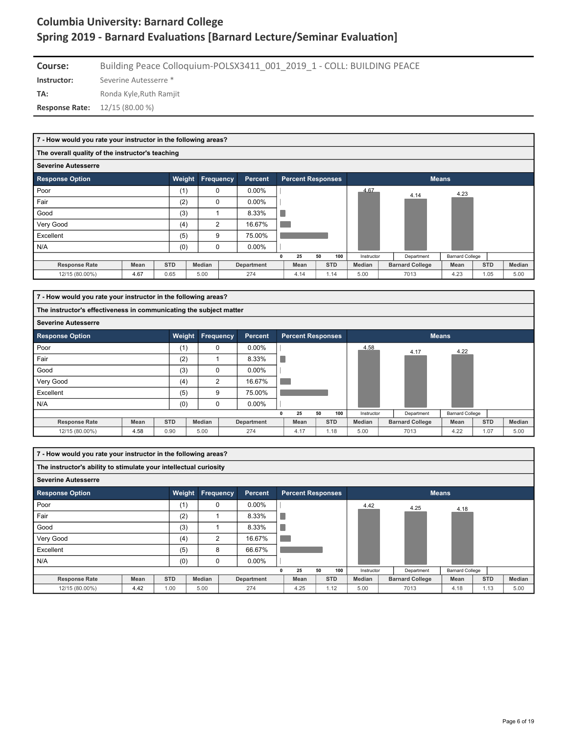# Columbia University: Barnard College
# Spring 2019 - Barnard Evaluations [Barnard Lecture/Seminar Evaluation]

**Course:** Building Peace Colloquium-POLSX3411_001_2019_1 - COLL: BUILDING PEACE

**Instructor:** Severine Autesserre *

**TA:** Ronda Kyle,Ruth Ramjit

**Response Rate:** 12/15 (80.00 %)

---

### 7 - How would you rate your instructor in the following areas?

**The overall quality of the instructor's teaching**

**Severine Autesserre**

| Response Option | Weight | Frequency | Percent |
|---|---|---|---|
| Poor | (1) | 0 | 0.00% |
| Fair | (2) | 0 | 0.00% |
| Good | (3) | 1 | 8.33% |
| Very Good | (4) | 2 | 16.67% |
| Excellent | (5) | 9 | 75.00% |
| N/A | (0) | 0 | 0.00% |

Means: Instructor 4.67, Department 4.14, Barnard College 4.23

| Response Rate | Mean | STD | Median | Department | Mean | STD | Median | Barnard College | Mean | STD | Median |
|---|---|---|---|---|---|---|---|---|---|---|---|
| 12/15 (80.00%) | 4.67 | 0.65 | 5.00 | 274 | 4.14 | 1.14 | 5.00 | 7013 | 4.23 | 1.05 | 5.00 |

### 7 - How would you rate your instructor in the following areas?

**The instructor's effectiveness in communicating the subject matter**

**Severine Autesserre**

| Response Option | Weight | Frequency | Percent |
|---|---|---|---|
| Poor | (1) | 0 | 0.00% |
| Fair | (2) | 1 | 8.33% |
| Good | (3) | 0 | 0.00% |
| Very Good | (4) | 2 | 16.67% |
| Excellent | (5) | 9 | 75.00% |
| N/A | (0) | 0 | 0.00% |

Means: Instructor 4.58, Department 4.17, Barnard College 4.22

| Response Rate | Mean | STD | Median | Department | Mean | STD | Median | Barnard College | Mean | STD | Median |
|---|---|---|---|---|---|---|---|---|---|---|---|
| 12/15 (80.00%) | 4.58 | 0.90 | 5.00 | 274 | 4.17 | 1.18 | 5.00 | 7013 | 4.22 | 1.07 | 5.00 |

### 7 - How would you rate your instructor in the following areas?

**The instructor's ability to stimulate your intellectual curiosity**

**Severine Autesserre**

| Response Option | Weight | Frequency | Percent |
|---|---|---|---|
| Poor | (1) | 0 | 0.00% |
| Fair | (2) | 1 | 8.33% |
| Good | (3) | 1 | 8.33% |
| Very Good | (4) | 2 | 16.67% |
| Excellent | (5) | 8 | 66.67% |
| N/A | (0) | 0 | 0.00% |

Means: Instructor 4.42, Department 4.25, Barnard College 4.18

| Response Rate | Mean | STD | Median | Department | Mean | STD | Median | Barnard College | Mean | STD | Median |
|---|---|---|---|---|---|---|---|---|---|---|---|
| 12/15 (80.00%) | 4.42 | 1.00 | 5.00 | 274 | 4.25 | 1.12 | 5.00 | 7013 | 4.18 | 1.13 | 5.00 |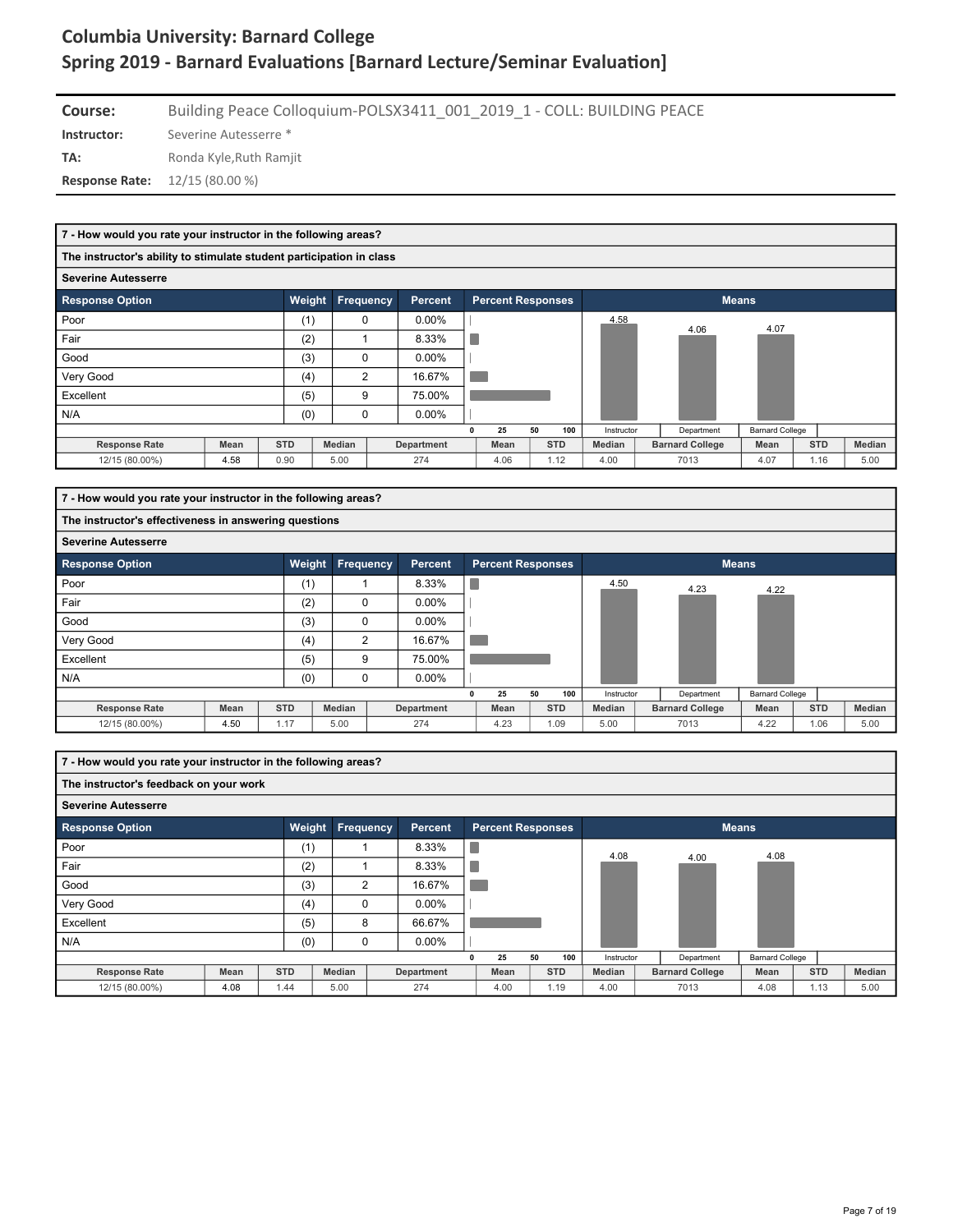# Columbia University: Barnard College
## Spring 2019 - Barnard Evaluations [Barnard Lecture/Seminar Evaluation]

**Course:** Building Peace Colloquium-POLSX3411_001_2019_1 - COLL: BUILDING PEACE

**Instructor:** Severine Autesserre *

**TA:** Ronda Kyle,Ruth Ramjit

**Response Rate:** 12/15 (80.00 %)

### 7 - How would you rate your instructor in the following areas?

**The instructor's ability to stimulate student participation in class**

**Severine Autesserre**

| Response Option | Weight | Frequency | Percent |
|---|---|---|---|
| Poor | (1) | 0 | 0.00% |
| Fair | (2) | 1 | 8.33% |
| Good | (3) | 0 | 0.00% |
| Very Good | (4) | 2 | 16.67% |
| Excellent | (5) | 9 | 75.00% |
| N/A | (0) | 0 | 0.00% |

Means: Instructor 4.58, Department 4.06, Barnard College 4.07

| Response Rate | Mean | STD | Median | Department | Mean | STD | Median | Barnard College | Mean | STD | Median |
|---|---|---|---|---|---|---|---|---|---|---|---|
| 12/15 (80.00%) | 4.58 | 0.90 | 5.00 | 274 | 4.06 | 1.12 | 4.00 | 7013 | 4.07 | 1.16 | 5.00 |

### 7 - How would you rate your instructor in the following areas?

**The instructor's effectiveness in answering questions**

**Severine Autesserre**

| Response Option | Weight | Frequency | Percent |
|---|---|---|---|
| Poor | (1) | 1 | 8.33% |
| Fair | (2) | 0 | 0.00% |
| Good | (3) | 0 | 0.00% |
| Very Good | (4) | 2 | 16.67% |
| Excellent | (5) | 9 | 75.00% |
| N/A | (0) | 0 | 0.00% |

Means: Instructor 4.50, Department 4.23, Barnard College 4.22

| Response Rate | Mean | STD | Median | Department | Mean | STD | Median | Barnard College | Mean | STD | Median |
|---|---|---|---|---|---|---|---|---|---|---|---|
| 12/15 (80.00%) | 4.50 | 1.17 | 5.00 | 274 | 4.23 | 1.09 | 5.00 | 7013 | 4.22 | 1.06 | 5.00 |

### 7 - How would you rate your instructor in the following areas?

**The instructor's feedback on your work**

**Severine Autesserre**

| Response Option | Weight | Frequency | Percent |
|---|---|---|---|
| Poor | (1) | 1 | 8.33% |
| Fair | (2) | 1 | 8.33% |
| Good | (3) | 2 | 16.67% |
| Very Good | (4) | 0 | 0.00% |
| Excellent | (5) | 8 | 66.67% |
| N/A | (0) | 0 | 0.00% |

Means: Instructor 4.08, Department 4.00, Barnard College 4.08

| Response Rate | Mean | STD | Median | Department | Mean | STD | Median | Barnard College | Mean | STD | Median |
|---|---|---|---|---|---|---|---|---|---|---|---|
| 12/15 (80.00%) | 4.08 | 1.44 | 5.00 | 274 | 4.00 | 1.19 | 4.00 | 7013 | 4.08 | 1.13 | 5.00 |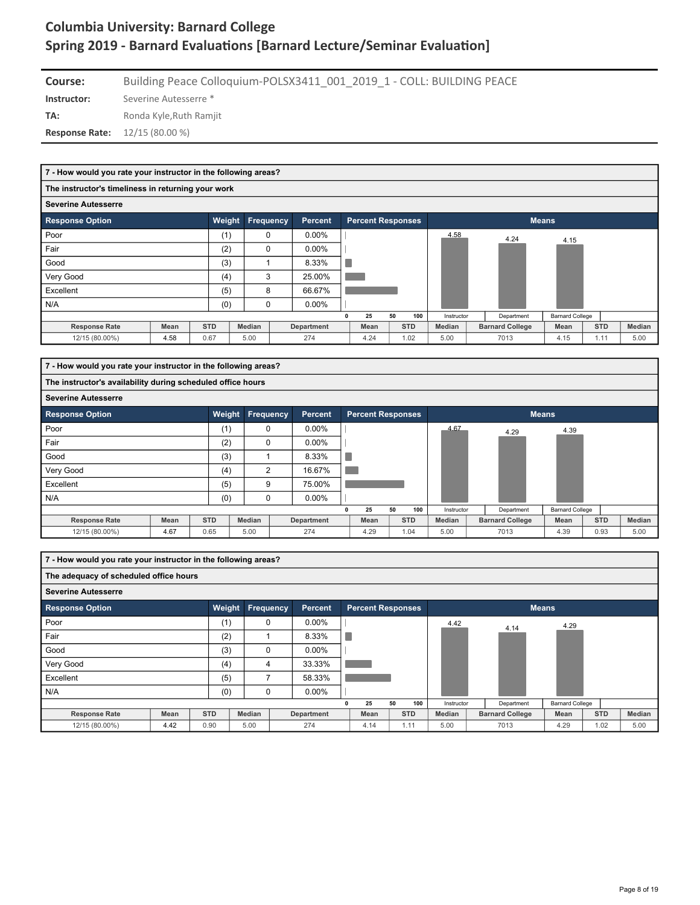# Columbia University: Barnard College
## Spring 2019 - Barnard Evaluations [Barnard Lecture/Seminar Evaluation]

**Course:** Building Peace Colloquium-POLSX3411_001_2019_1 - COLL: BUILDING PEACE
**Instructor:** Severine Autesserre *
**TA:** Ronda Kyle,Ruth Ramjit
**Response Rate:** 12/15 (80.00 %)

### 7 - How would you rate your instructor in the following areas?

**The instructor's timeliness in returning your work**

**Severine Autesserre**

| Response Option | Weight | Frequency | Percent |
|---|---|---|---|
| Poor | (1) | 0 | 0.00% |
| Fair | (2) | 0 | 0.00% |
| Good | (3) | 1 | 8.33% |
| Very Good | (4) | 3 | 25.00% |
| Excellent | (5) | 8 | 66.67% |
| N/A | (0) | 0 | 0.00% |

Means: Instructor 4.58, Department 4.24, Barnard College 4.15

| Response Rate | Mean | STD | Median | Department | Mean | STD | Median | Barnard College | Mean | STD | Median |
|---|---|---|---|---|---|---|---|---|---|---|---|
| 12/15 (80.00%) | 4.58 | 0.67 | 5.00 | 274 | 4.24 | 1.02 | 5.00 | 7013 | 4.15 | 1.11 | 5.00 |

### 7 - How would you rate your instructor in the following areas?

**The instructor's availability during scheduled office hours**

**Severine Autesserre**

| Response Option | Weight | Frequency | Percent |
|---|---|---|---|
| Poor | (1) | 0 | 0.00% |
| Fair | (2) | 0 | 0.00% |
| Good | (3) | 1 | 8.33% |
| Very Good | (4) | 2 | 16.67% |
| Excellent | (5) | 9 | 75.00% |
| N/A | (0) | 0 | 0.00% |

Means: Instructor 4.67, Department 4.29, Barnard College 4.39

| Response Rate | Mean | STD | Median | Department | Mean | STD | Median | Barnard College | Mean | STD | Median |
|---|---|---|---|---|---|---|---|---|---|---|---|
| 12/15 (80.00%) | 4.67 | 0.65 | 5.00 | 274 | 4.29 | 1.04 | 5.00 | 7013 | 4.39 | 0.93 | 5.00 |

### 7 - How would you rate your instructor in the following areas?

**The adequacy of scheduled office hours**

**Severine Autesserre**

| Response Option | Weight | Frequency | Percent |
|---|---|---|---|
| Poor | (1) | 0 | 0.00% |
| Fair | (2) | 1 | 8.33% |
| Good | (3) | 0 | 0.00% |
| Very Good | (4) | 4 | 33.33% |
| Excellent | (5) | 7 | 58.33% |
| N/A | (0) | 0 | 0.00% |

Means: Instructor 4.42, Department 4.14, Barnard College 4.29

| Response Rate | Mean | STD | Median | Department | Mean | STD | Median | Barnard College | Mean | STD | Median |
|---|---|---|---|---|---|---|---|---|---|---|---|
| 12/15 (80.00%) | 4.42 | 0.90 | 5.00 | 274 | 4.14 | 1.11 | 5.00 | 7013 | 4.29 | 1.02 | 5.00 |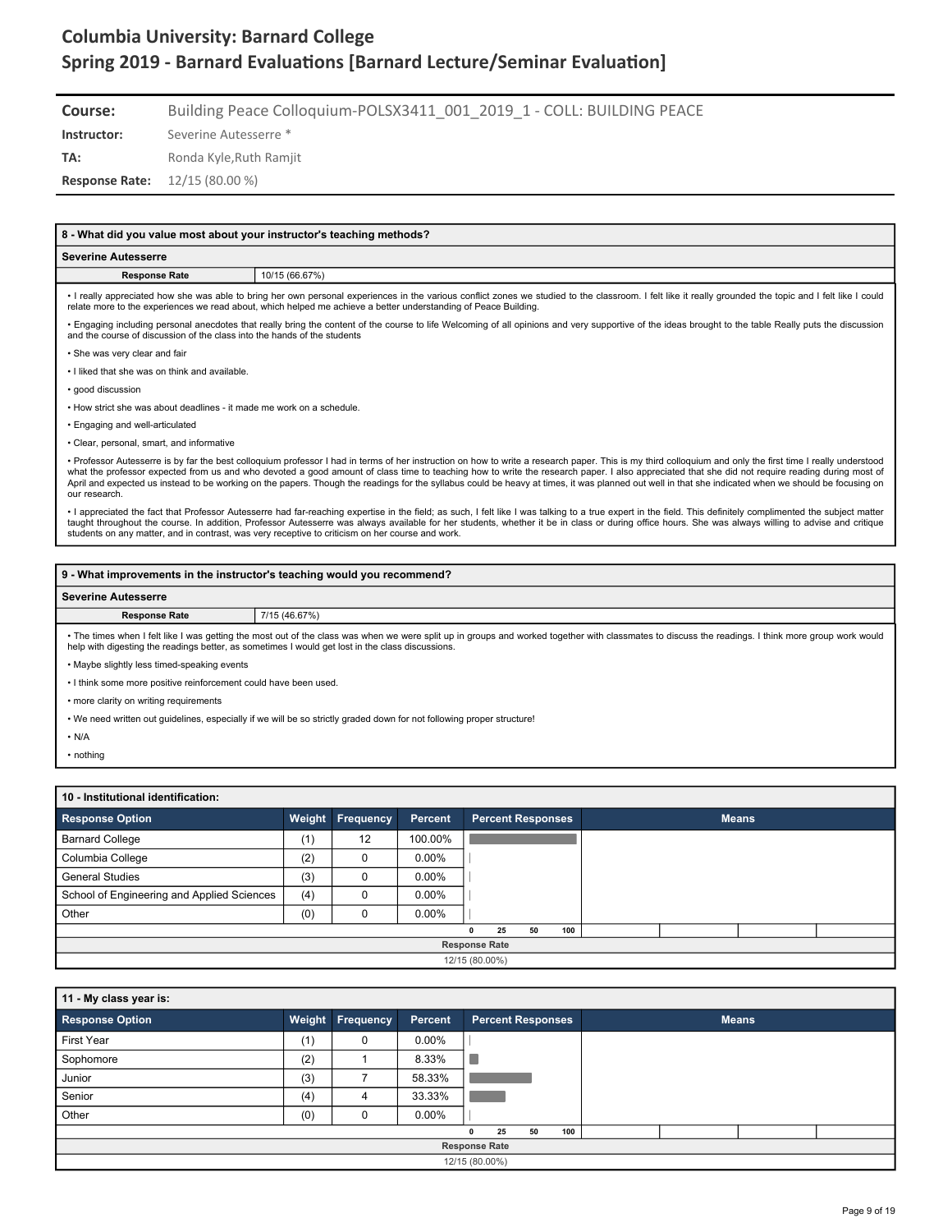# Columbia University: Barnard College
# Spring 2019 - Barnard Evaluations [Barnard Lecture/Seminar Evaluation]

| | |
|---|---|
| **Course:** | Building Peace Colloquium-POLSX3411_001_2019_1 - COLL: BUILDING PEACE |
| **Instructor:** | Severine Autesserre * |
| **TA:** | Ronda Kyle,Ruth Ramjit |
| **Response Rate:** | 12/15 (80.00 %) |

## 8 - What did you value most about your instructor's teaching methods?

**Severine Autesserre**

| Response Rate | 10/15 (66.67%) |
|---|---|

- I really appreciated how she was able to bring her own personal experiences in the various conflict zones we studied to the classroom. I felt like it really grounded the topic and I felt like I could relate more to the experiences we read about, which helped me achieve a better understanding of Peace Building.
- Engaging including personal anecdotes that really bring the content of the course to life Welcoming of all opinions and very supportive of the ideas brought to the table Really puts the discussion and the course of discussion of the class into the hands of the students
- She was very clear and fair
- I liked that she was on think and available.
- good discussion
- How strict she was about deadlines - it made me work on a schedule.
- Engaging and well-articulated
- Clear, personal, smart, and informative
- Professor Autesserre is by far the best colloquium professor I had in terms of her instruction on how to write a research paper. This is my third colloquium and only the first time I really understood what the professor expected from us and who devoted a good amount of class time to teaching how to write the research paper. I also appreciated that she did not require reading during most of April and expected us instead to be working on the papers. Though the readings for the syllabus could be heavy at times, it was planned out well in that she indicated when we should be focusing on our research.
- I appreciated the fact that Professor Autesserre had far-reaching expertise in the field; as such, I felt like I was talking to a true expert in the field. This definitely complimented the subject matter taught throughout the course. In addition, Professor Autesserre was always available for her students, whether it be in class or during office hours. She was always willing to advise and critique students on any matter, and in contrast, was very receptive to criticism on her course and work.

## 9 - What improvements in the instructor's teaching would you recommend?

**Severine Autesserre**

| Response Rate | 7/15 (46.67%) |
|---|---|

- The times when I felt like I was getting the most out of the class was when we were split up in groups and worked together with classmates to discuss the readings. I think more group work would help with digesting the readings better, as sometimes I would get lost in the class discussions.
- Maybe slightly less timed-speaking events
- I think some more positive reinforcement could have been used.
- more clarity on writing requirements
- We need written out guidelines, especially if we will be so strictly graded down for not following proper structure!
- N/A
- nothing

## 10 - Institutional identification:

| Response Option | Weight | Frequency | Percent |
|---|---|---|---|
| Barnard College | (1) | 12 | 100.00% |
| Columbia College | (2) | 0 | 0.00% |
| General Studies | (3) | 0 | 0.00% |
| School of Engineering and Applied Sciences | (4) | 0 | 0.00% |
| Other | (0) | 0 | 0.00% |

Response Rate: 12/15 (80.00%)

## 11 - My class year is:

| Response Option | Weight | Frequency | Percent |
|---|---|---|---|
| First Year | (1) | 0 | 0.00% |
| Sophomore | (2) | 1 | 8.33% |
| Junior | (3) | 7 | 58.33% |
| Senior | (4) | 4 | 33.33% |
| Other | (0) | 0 | 0.00% |

Response Rate: 12/15 (80.00%)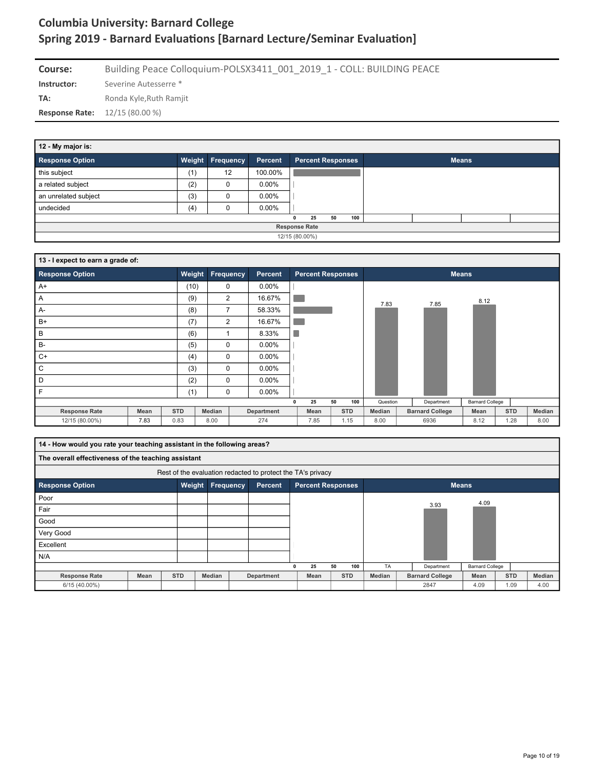# Columbia University: Barnard College
# Spring 2019 - Barnard Evaluations [Barnard Lecture/Seminar Evaluation]

**Course:** Building Peace Colloquium-POLSX3411_001_2019_1 - COLL: BUILDING PEACE

**Instructor:** Severine Autesserre *

**TA:** Ronda Kyle,Ruth Ramjit

**Response Rate:** 12/15 (80.00 %)

### 12 - My major is:

| Response Option | Weight | Frequency | Percent |
|---|---|---|---|
| this subject | (1) | 12 | 100.00% |
| a related subject | (2) | 0 | 0.00% |
| an unrelated subject | (3) | 0 | 0.00% |
| undecided | (4) | 0 | 0.00% |

Percent Responses: 0 25 50 100

Means

| Response Rate |
|---|
| 12/15 (80.00%) |

### 13 - I expect to earn a grade of:

| Response Option | Weight | Frequency | Percent |
|---|---|---|---|
| A+ | (10) | 0 | 0.00% |
| A | (9) | 2 | 16.67% |
| A- | (8) | 7 | 58.33% |
| B+ | (7) | 2 | 16.67% |
| B | (6) | 1 | 8.33% |
| B- | (5) | 0 | 0.00% |
| C+ | (4) | 0 | 0.00% |
| C | (3) | 0 | 0.00% |
| D | (2) | 0 | 0.00% |
| F | (1) | 0 | 0.00% |

Percent Responses: 0 25 50 100

Means

7.83
7.85
8.12
Question
Department
Barnard College

| Response Rate | Mean | STD | Median | Department | Mean | STD | Median | Barnard College | Mean | STD | Median |
|---|---|---|---|---|---|---|---|---|---|---|---|
| 12/15 (80.00%) | 7.83 | 0.83 | 8.00 | 274 | 7.85 | 1.15 | 8.00 | 6936 | 8.12 | 1.28 | 8.00 |

### 14 - How would you rate your teaching assistant in the following areas?

**The overall effectiveness of the teaching assistant**

Rest of the evaluation redacted to protect the TA's privacy

| Response Option | Weight | Frequency | Percent |
|---|---|---|---|
| Poor | | | |
| Fair | | | |
| Good | | | |
| Very Good | | | |
| Excellent | | | |
| N/A | | | |

Percent Responses: 0 25 50 100

Means

3.93
4.09
TA
Department
Barnard College

| Response Rate | Mean | STD | Median | Department | Mean | STD | Median | Barnard College | Mean | STD | Median |
|---|---|---|---|---|---|---|---|---|---|---|---|
| 6/15 (40.00%) | | | | | | | | 2847 | 4.09 | 1.09 | 4.00 |